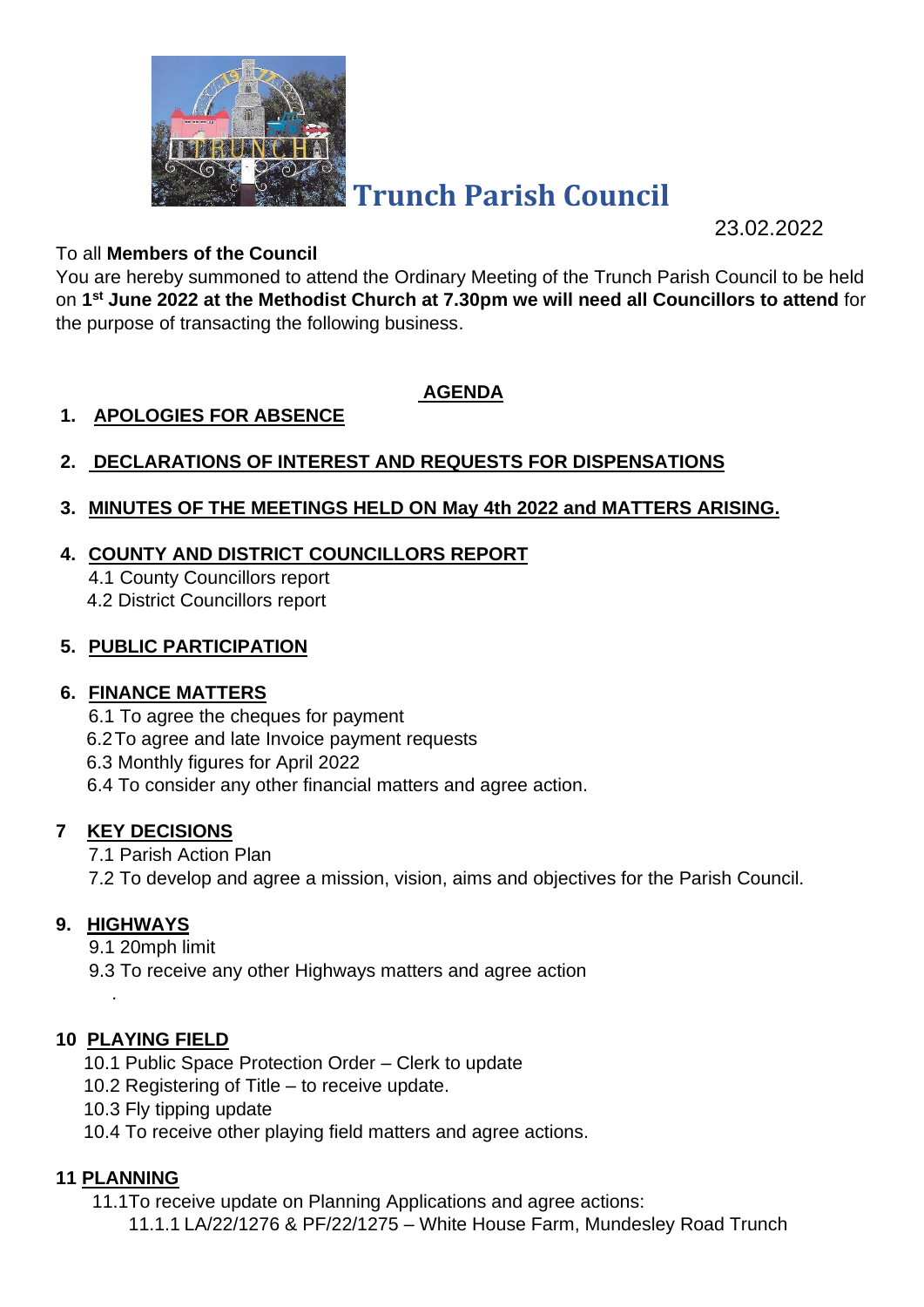# Trunch Parish Council

23.02.2022

To all **Members of the Council**

You are hereby summoned to attend the Ordinary Meeting of the Trunch Parish Council to be held on **1st June 2022 at the Methodist Church at 7.30pm we will need all Councillors to attend** for the purpose of transacting the following business.

## AGENDA

1. **APOLOGIES FOR ABSENCE**

2. **DECLARATIONS OF INTEREST AND REQUESTS FOR DISPENSATIONS**

3. **MINUTES OF THE MEETINGS HELD ON May 4th 2022 and MATTERS ARISING.**

4. **COUNTY AND DISTRICT COUNCILLORS REPORT**
   - 4.1 County Councillors report
   - 4.2 District Councillors report

5. **PUBLIC PARTICIPATION**

6. **FINANCE MATTERS**
   - 6.1 To agree the cheques for payment
   - 6.2 To agree and late Invoice payment requests
   - 6.3 Monthly figures for April 2022
   - 6.4 To consider any other financial matters and agree action.

7 **KEY DECISIONS**
   - 7.1 Parish Action Plan
   - 7.2 To develop and agree a mission, vision, aims and objectives for the Parish Council.

9. **HIGHWAYS**
   - 9.1 20mph limit
   - 9.3 To receive any other Highways matters and agree action

     .

10 **PLAYING FIELD**
   - 10.1 Public Space Protection Order – Clerk to update
   - 10.2 Registering of Title – to receive update.
   - 10.3 Fly tipping update
   - 10.4 To receive other playing field matters and agree actions.

11 **PLANNING**
   - 11.1To receive update on Planning Applications and agree actions:
     - 11.1.1 LA/22/1276 & PF/22/1275 – White House Farm, Mundesley Road Trunch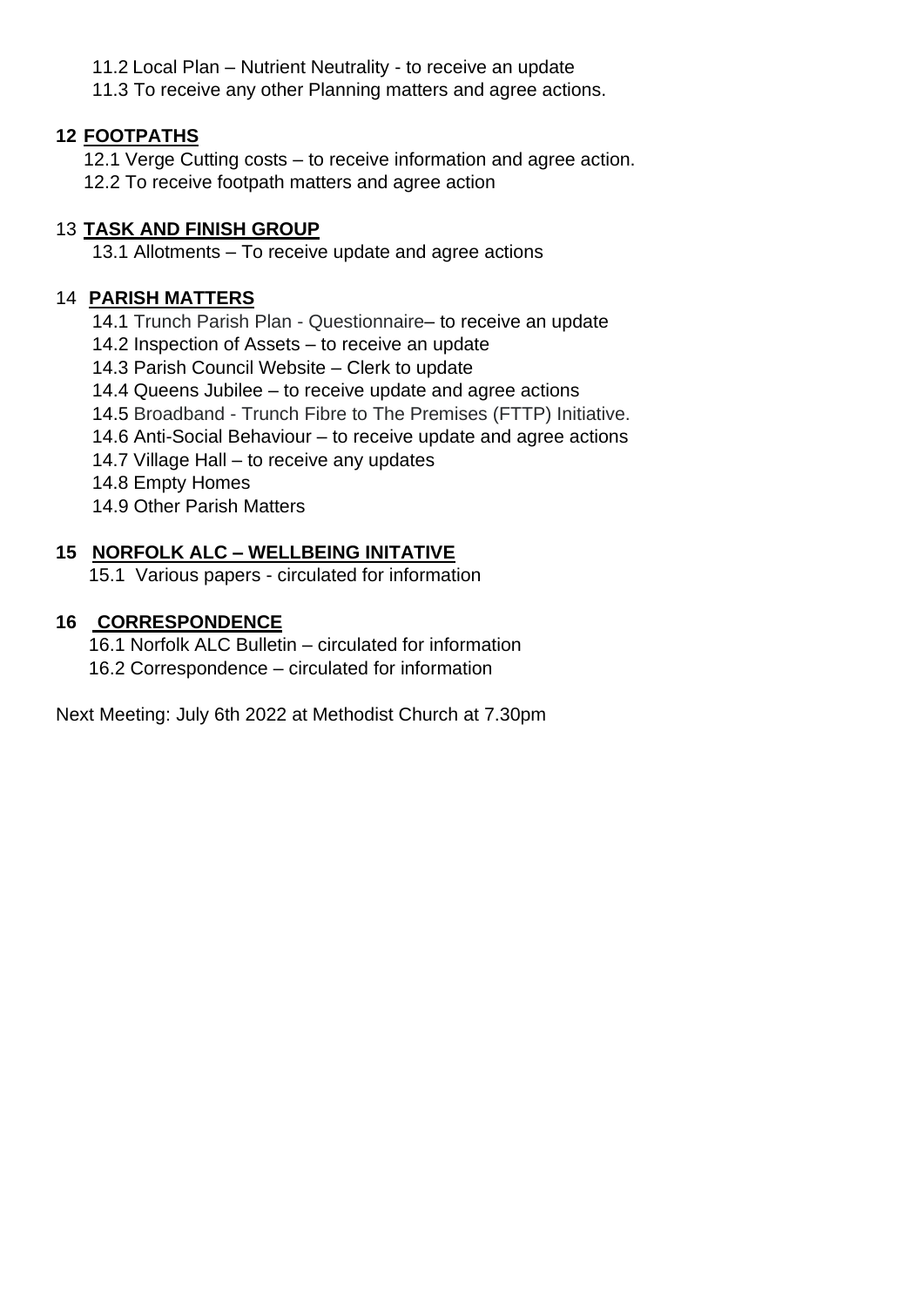11.2 Local Plan – Nutrient Neutrality - to receive an update
11.3 To receive any other Planning matters and agree actions.

**12 FOOTPATHS**

12.1 Verge Cutting costs – to receive information and agree action.
12.2 To receive footpath matters and agree action

13 **TASK AND FINISH GROUP**

13.1 Allotments – To receive update and agree actions

14 **PARISH MATTERS**

14.1 Trunch Parish Plan - Questionnaire– to receive an update
14.2 Inspection of Assets – to receive an update
14.3 Parish Council Website – Clerk to update
14.4 Queens Jubilee – to receive update and agree actions
14.5 Broadband - Trunch Fibre to The Premises (FTTP) Initiative.
14.6 Anti-Social Behaviour – to receive update and agree actions
14.7 Village Hall – to receive any updates
14.8 Empty Homes
14.9 Other Parish Matters

**15 NORFOLK ALC – WELLBEING INITATIVE**

15.1 Various papers - circulated for information

**16 CORRESPONDENCE**

16.1 Norfolk ALC Bulletin – circulated for information
16.2 Correspondence – circulated for information

Next Meeting: July 6th 2022 at Methodist Church at 7.30pm